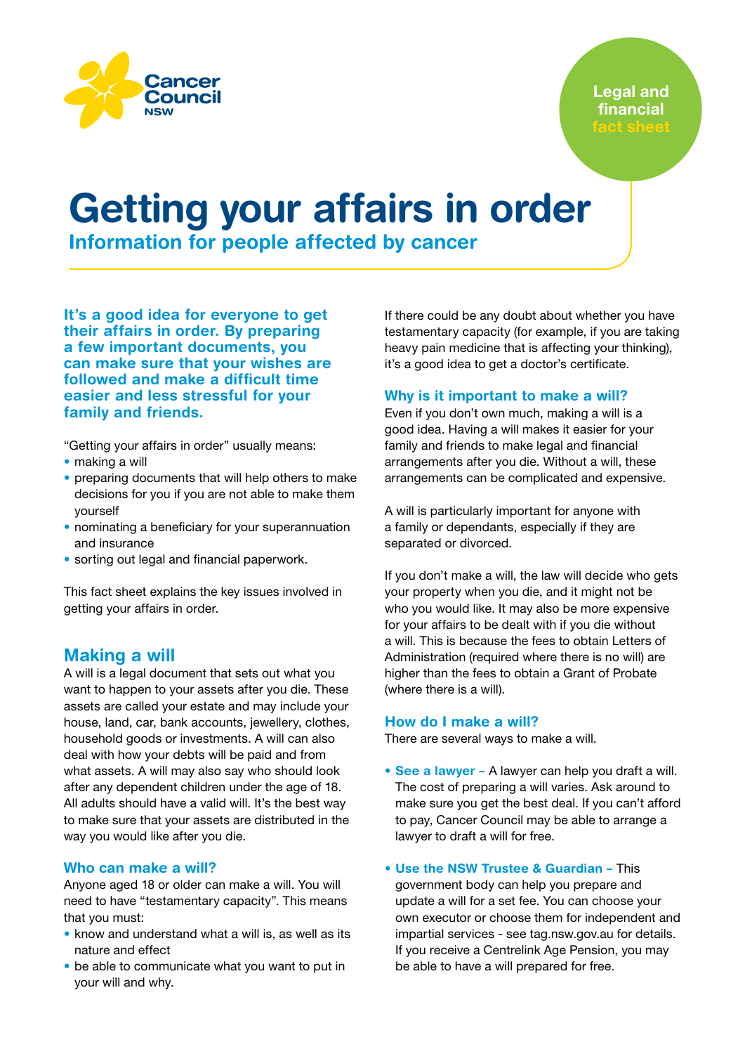Cancer Council NSW

Legal and financial fact sheet

# Getting your affairs in order

## Information for people affected by cancer

**It's a good idea for everyone to get their affairs in order. By preparing a few important documents, you can make sure that your wishes are followed and make a difficult time easier and less stressful for your family and friends.**

"Getting your affairs in order" usually means:

- making a will
- preparing documents that will help others to make decisions for you if you are not able to make them yourself
- nominating a beneficiary for your superannuation and insurance
- sorting out legal and financial paperwork.

This fact sheet explains the key issues involved in getting your affairs in order.

## Making a will

A will is a legal document that sets out what you want to happen to your assets after you die. These assets are called your estate and may include your house, land, car, bank accounts, jewellery, clothes, household goods or investments. A will can also deal with how your debts will be paid and from what assets. A will may also say who should look after any dependent children under the age of 18. All adults should have a valid will. It's the best way to make sure that your assets are distributed in the way you would like after you die.

### Who can make a will?

Anyone aged 18 or older can make a will. You will need to have "testamentary capacity". This means that you must:

- know and understand what a will is, as well as its nature and effect
- be able to communicate what you want to put in your will and why.

If there could be any doubt about whether you have testamentary capacity (for example, if you are taking heavy pain medicine that is affecting your thinking), it's a good idea to get a doctor's certificate.

### Why is it important to make a will?

Even if you don't own much, making a will is a good idea. Having a will makes it easier for your family and friends to make legal and financial arrangements after you die. Without a will, these arrangements can be complicated and expensive.

A will is particularly important for anyone with a family or dependants, especially if they are separated or divorced.

If you don't make a will, the law will decide who gets your property when you die, and it might not be who you would like. It may also be more expensive for your affairs to be dealt with if you die without a will. This is because the fees to obtain Letters of Administration (required where there is no will) are higher than the fees to obtain a Grant of Probate (where there is a will).

### How do I make a will?

There are several ways to make a will.

- **See a lawyer –** A lawyer can help you draft a will. The cost of preparing a will varies. Ask around to make sure you get the best deal. If you can't afford to pay, Cancer Council may be able to arrange a lawyer to draft a will for free.

- **Use the NSW Trustee & Guardian –** This government body can help you prepare and update a will for a set fee. You can choose your own executor or choose them for independent and impartial services - see tag.nsw.gov.au for details. If you receive a Centrelink Age Pension, you may be able to have a will prepared for free.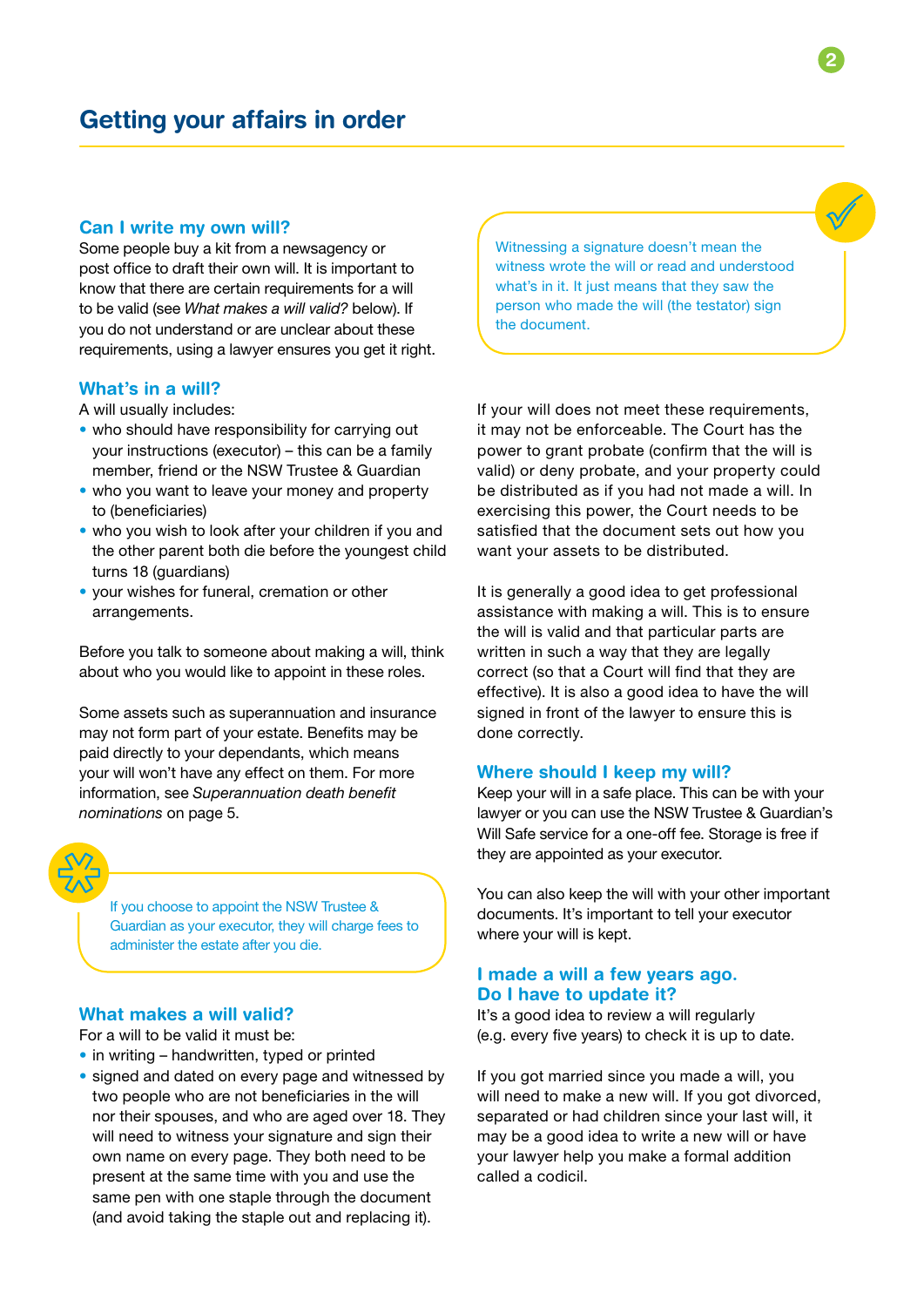# Getting your affairs in order

## Can I write my own will?

Some people buy a kit from a newsagency or post office to draft their own will. It is important to know that there are certain requirements for a will to be valid (see *What makes a will valid?* below). If you do not understand or are unclear about these requirements, using a lawyer ensures you get it right.

## What's in a will?

A will usually includes:

- who should have responsibility for carrying out your instructions (executor) – this can be a family member, friend or the NSW Trustee & Guardian
- who you want to leave your money and property to (beneficiaries)
- who you wish to look after your children if you and the other parent both die before the youngest child turns 18 (guardians)
- your wishes for funeral, cremation or other arrangements.

Before you talk to someone about making a will, think about who you would like to appoint in these roles.

Some assets such as superannuation and insurance may not form part of your estate. Benefits may be paid directly to your dependants, which means your will won't have any effect on them. For more information, see *Superannuation death benefit nominations* on page 5.

> If you choose to appoint the NSW Trustee & Guardian as your executor, they will charge fees to administer the estate after you die.

## What makes a will valid?

For a will to be valid it must be:

- in writing – handwritten, typed or printed
- signed and dated on every page and witnessed by two people who are not beneficiaries in the will nor their spouses, and who are aged over 18. They will need to witness your signature and sign their own name on every page. They both need to be present at the same time with you and use the same pen with one staple through the document (and avoid taking the staple out and replacing it).

> Witnessing a signature doesn't mean the witness wrote the will or read and understood what's in it. It just means that they saw the person who made the will (the testator) sign the document.

If your will does not meet these requirements, it may not be enforceable. The Court has the power to grant probate (confirm that the will is valid) or deny probate, and your property could be distributed as if you had not made a will. In exercising this power, the Court needs to be satisfied that the document sets out how you want your assets to be distributed.

It is generally a good idea to get professional assistance with making a will. This is to ensure the will is valid and that particular parts are written in such a way that they are legally correct (so that a Court will find that they are effective). It is also a good idea to have the will signed in front of the lawyer to ensure this is done correctly.

## Where should I keep my will?

Keep your will in a safe place. This can be with your lawyer or you can use the NSW Trustee & Guardian's Will Safe service for a one-off fee. Storage is free if they are appointed as your executor.

You can also keep the will with your other important documents. It's important to tell your executor where your will is kept.

## I made a will a few years ago. Do I have to update it?

It's a good idea to review a will regularly (e.g. every five years) to check it is up to date.

If you got married since you made a will, you will need to make a new will. If you got divorced, separated or had children since your last will, it may be a good idea to write a new will or have your lawyer help you make a formal addition called a codicil.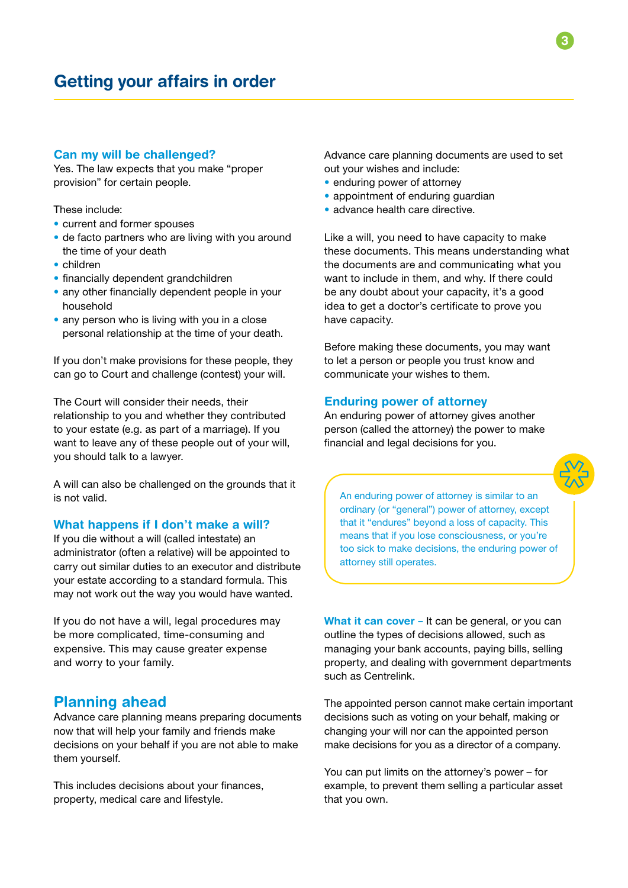# Getting your affairs in order

### Can my will be challenged?

Yes. The law expects that you make "proper provision" for certain people.

These include:

- current and former spouses
- de facto partners who are living with you around the time of your death
- children
- financially dependent grandchildren
- any other financially dependent people in your household
- any person who is living with you in a close personal relationship at the time of your death.

If you don't make provisions for these people, they can go to Court and challenge (contest) your will.

The Court will consider their needs, their relationship to you and whether they contributed to your estate (e.g. as part of a marriage). If you want to leave any of these people out of your will, you should talk to a lawyer.

A will can also be challenged on the grounds that it is not valid.

### What happens if I don't make a will?

If you die without a will (called intestate) an administrator (often a relative) will be appointed to carry out similar duties to an executor and distribute your estate according to a standard formula. This may not work out the way you would have wanted.

If you do not have a will, legal procedures may be more complicated, time-consuming and expensive. This may cause greater expense and worry to your family.

## Planning ahead

Advance care planning means preparing documents now that will help your family and friends make decisions on your behalf if you are not able to make them yourself.

This includes decisions about your finances, property, medical care and lifestyle.

Advance care planning documents are used to set out your wishes and include:

- enduring power of attorney
- appointment of enduring guardian
- advance health care directive.

Like a will, you need to have capacity to make these documents. This means understanding what the documents are and communicating what you want to include in them, and why. If there could be any doubt about your capacity, it's a good idea to get a doctor's certificate to prove you have capacity.

Before making these documents, you may want to let a person or people you trust know and communicate your wishes to them.

### Enduring power of attorney

An enduring power of attorney gives another person (called the attorney) the power to make financial and legal decisions for you.

> An enduring power of attorney is similar to an ordinary (or "general") power of attorney, except that it "endures" beyond a loss of capacity. This means that if you lose consciousness, or you're too sick to make decisions, the enduring power of attorney still operates.

**What it can cover –** It can be general, or you can outline the types of decisions allowed, such as managing your bank accounts, paying bills, selling property, and dealing with government departments such as Centrelink.

The appointed person cannot make certain important decisions such as voting on your behalf, making or changing your will nor can the appointed person make decisions for you as a director of a company.

You can put limits on the attorney's power – for example, to prevent them selling a particular asset that you own.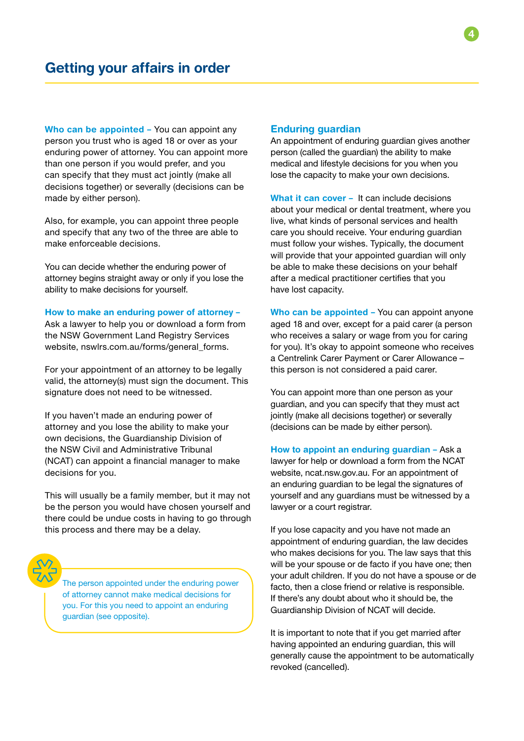## Getting your affairs in order

**Who can be appointed –** You can appoint any person you trust who is aged 18 or over as your enduring power of attorney. You can appoint more than one person if you would prefer, and you can specify that they must act jointly (make all decisions together) or severally (decisions can be made by either person).

Also, for example, you can appoint three people and specify that any two of the three are able to make enforceable decisions.

You can decide whether the enduring power of attorney begins straight away or only if you lose the ability to make decisions for yourself.

**How to make an enduring power of attorney –** Ask a lawyer to help you or download a form from the NSW Government Land Registry Services website, nswlrs.com.au/forms/general_forms.

For your appointment of an attorney to be legally valid, the attorney(s) must sign the document. This signature does not need to be witnessed.

If you haven't made an enduring power of attorney and you lose the ability to make your own decisions, the Guardianship Division of the NSW Civil and Administrative Tribunal (NCAT) can appoint a financial manager to make decisions for you.

This will usually be a family member, but it may not be the person you would have chosen yourself and there could be undue costs in having to go through this process and there may be a delay.

> The person appointed under the enduring power of attorney cannot make medical decisions for you. For this you need to appoint an enduring guardian (see opposite).

### Enduring guardian

An appointment of enduring guardian gives another person (called the guardian) the ability to make medical and lifestyle decisions for you when you lose the capacity to make your own decisions.

**What it can cover –** It can include decisions about your medical or dental treatment, where you live, what kinds of personal services and health care you should receive. Your enduring guardian must follow your wishes. Typically, the document will provide that your appointed guardian will only be able to make these decisions on your behalf after a medical practitioner certifies that you have lost capacity.

**Who can be appointed –** You can appoint anyone aged 18 and over, except for a paid carer (a person who receives a salary or wage from you for caring for you). It's okay to appoint someone who receives a Centrelink Carer Payment or Carer Allowance – this person is not considered a paid carer.

You can appoint more than one person as your guardian, and you can specify that they must act jointly (make all decisions together) or severally (decisions can be made by either person).

**How to appoint an enduring guardian –** Ask a lawyer for help or download a form from the NCAT website, ncat.nsw.gov.au. For an appointment of an enduring guardian to be legal the signatures of yourself and any guardians must be witnessed by a lawyer or a court registrar.

If you lose capacity and you have not made an appointment of enduring guardian, the law decides who makes decisions for you. The law says that this will be your spouse or de facto if you have one; then your adult children. If you do not have a spouse or de facto, then a close friend or relative is responsible. If there's any doubt about who it should be, the Guardianship Division of NCAT will decide.

It is important to note that if you get married after having appointed an enduring guardian, this will generally cause the appointment to be automatically revoked (cancelled).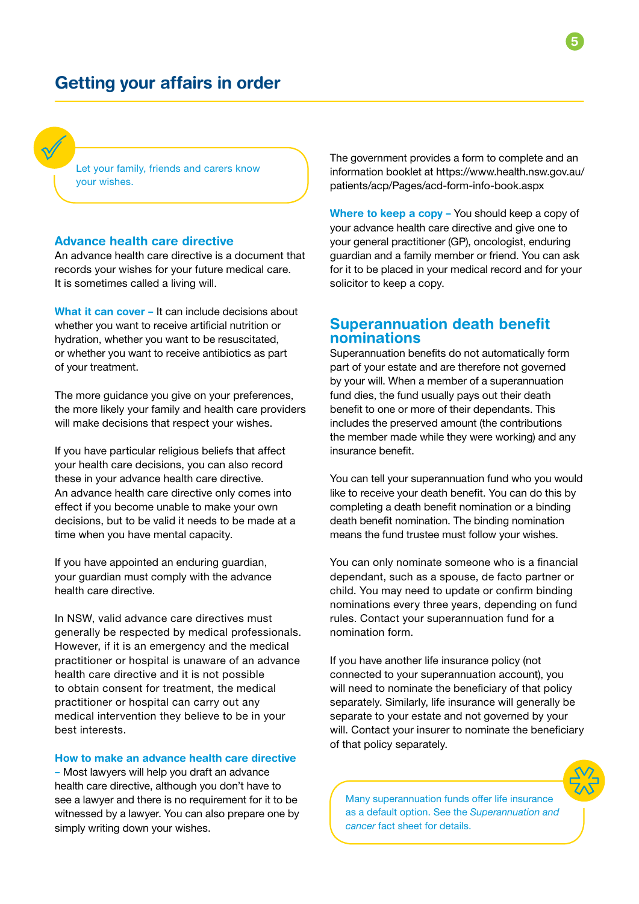# Getting your affairs in order

> Let your family, friends and carers know your wishes.

## Advance health care directive

An advance health care directive is a document that records your wishes for your future medical care. It is sometimes called a living will.

**What it can cover –** It can include decisions about whether you want to receive artificial nutrition or hydration, whether you want to be resuscitated, or whether you want to receive antibiotics as part of your treatment.

The more guidance you give on your preferences, the more likely your family and health care providers will make decisions that respect your wishes.

If you have particular religious beliefs that affect your health care decisions, you can also record these in your advance health care directive. An advance health care directive only comes into effect if you become unable to make your own decisions, but to be valid it needs to be made at a time when you have mental capacity.

If you have appointed an enduring guardian, your guardian must comply with the advance health care directive.

In NSW, valid advance care directives must generally be respected by medical professionals. However, if it is an emergency and the medical practitioner or hospital is unaware of an advance health care directive and it is not possible to obtain consent for treatment, the medical practitioner or hospital can carry out any medical intervention they believe to be in your best interests.

**How to make an advance health care directive –** Most lawyers will help you draft an advance health care directive, although you don't have to see a lawyer and there is no requirement for it to be witnessed by a lawyer. You can also prepare one by simply writing down your wishes.

The government provides a form to complete and an information booklet at https://www.health.nsw.gov.au/patients/acp/Pages/acd-form-info-book.aspx

**Where to keep a copy –** You should keep a copy of your advance health care directive and give one to your general practitioner (GP), oncologist, enduring guardian and a family member or friend. You can ask for it to be placed in your medical record and for your solicitor to keep a copy.

## Superannuation death benefit nominations

Superannuation benefits do not automatically form part of your estate and are therefore not governed by your will. When a member of a superannuation fund dies, the fund usually pays out their death benefit to one or more of their dependants. This includes the preserved amount (the contributions the member made while they were working) and any insurance benefit.

You can tell your superannuation fund who you would like to receive your death benefit. You can do this by completing a death benefit nomination or a binding death benefit nomination. The binding nomination means the fund trustee must follow your wishes.

You can only nominate someone who is a financial dependant, such as a spouse, de facto partner or child. You may need to update or confirm binding nominations every three years, depending on fund rules. Contact your superannuation fund for a nomination form.

If you have another life insurance policy (not connected to your superannuation account), you will need to nominate the beneficiary of that policy separately. Similarly, life insurance will generally be separate to your estate and not governed by your will. Contact your insurer to nominate the beneficiary of that policy separately.

> Many superannuation funds offer life insurance as a default option. See the *Superannuation and cancer* fact sheet for details.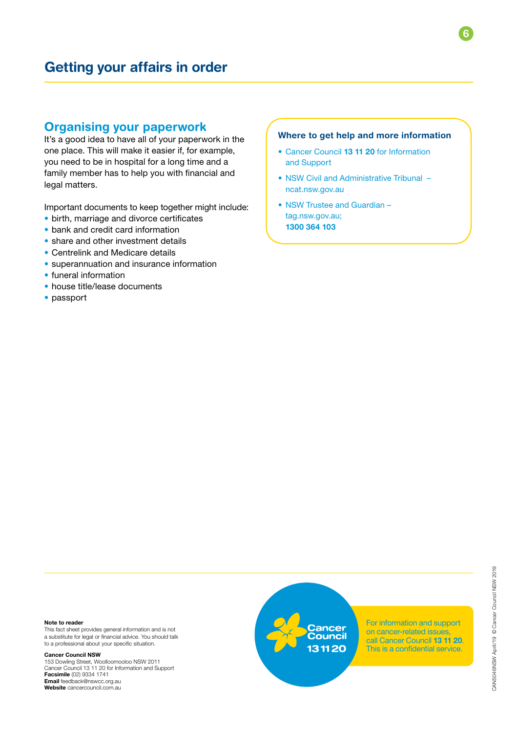# Getting your affairs in order

## Organising your paperwork

It's a good idea to have all of your paperwork in the one place. This will make it easier if, for example, you need to be in hospital for a long time and a family member has to help you with financial and legal matters.

Important documents to keep together might include:

- birth, marriage and divorce certificates
- bank and credit card information
- share and other investment details
- Centrelink and Medicare details
- superannuation and insurance information
- funeral information
- house title/lease documents
- passport

### Where to get help and more information

- Cancer Council **13 11 20** for Information and Support
- NSW Civil and Administrative Tribunal – ncat.nsw.gov.au
- NSW Trustee and Guardian – tag.nsw.gov.au; **1300 364 103**

**Note to reader**
This fact sheet provides general information and is not a substitute for legal or financial advice. You should talk to a professional about your specific situation.

**Cancer Council NSW**
153 Dowling Street, Woolloomooloo NSW 2011
Cancer Council 13 11 20 for Information and Support
**Facsimile** (02) 9334 1741
**Email** feedback@nswcc.org.au
**Website** cancercouncil.com.au

Cancer Council 13 11 20

For information and support on cancer-related issues, call Cancer Council **13 11 20**. This is a confidential service.

CAN5046NSW April/19 © Cancer Council NSW 2019